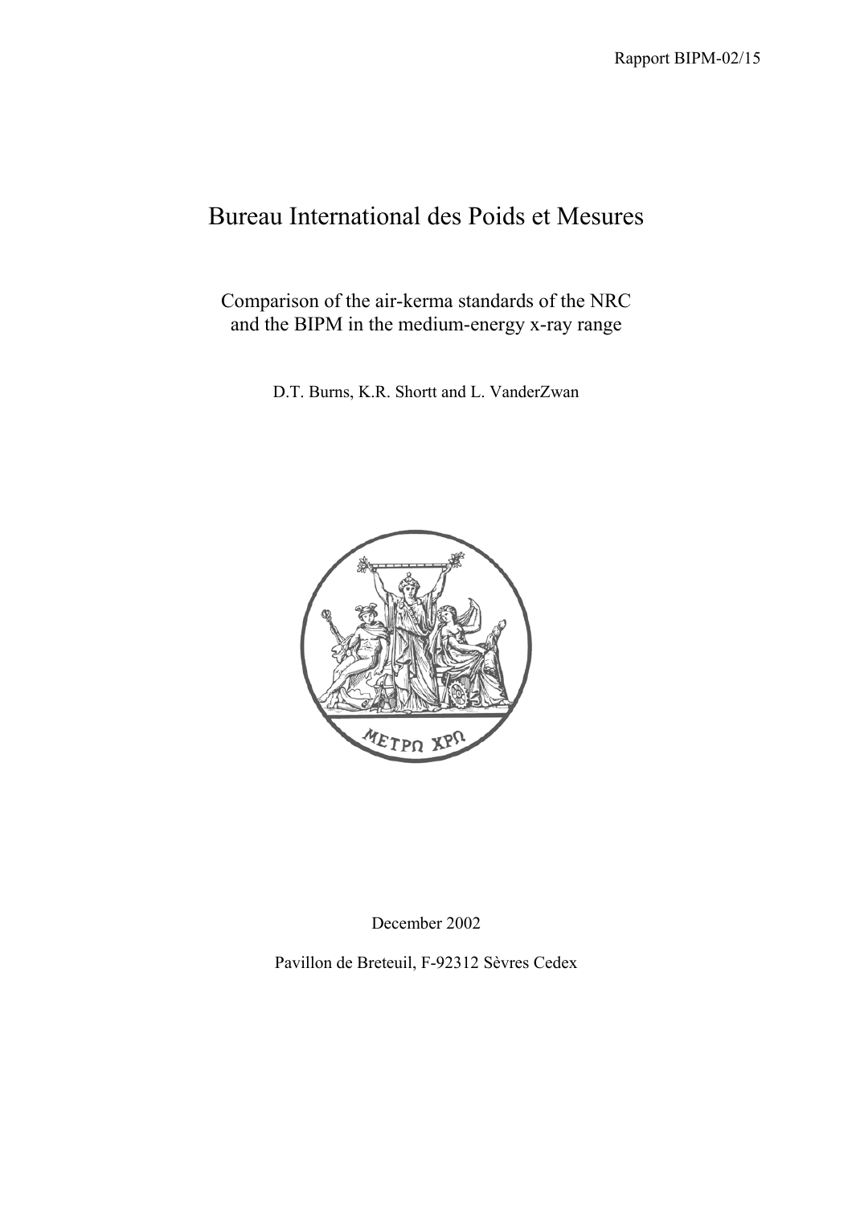Rapport BIPM-02/15

# Bureau International des Poids et Mesures

Comparison of the air-kerma standards of the NRC and the BIPM in the medium-energy x-ray range

D.T. Burns, K.R. Shortt and L. VanderZwan

ΜΕΤΡΩ ΧΡΩ

December 2002

Pavillon de Breteuil, F-92312 Sèvres Cedex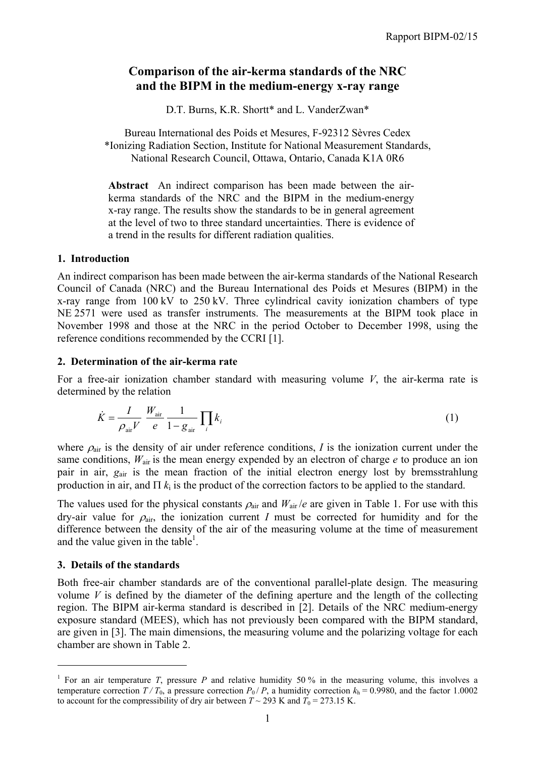# Comparison of the air-kerma standards of the NRC and the BIPM in the medium-energy x-ray range

D.T. Burns, K.R. Shortt* and L. VanderZwan*

Bureau International des Poids et Mesures, F-92312 Sèvres Cedex
*Ionizing Radiation Section, Institute for National Measurement Standards, National Research Council, Ottawa, Ontario, Canada K1A 0R6

**Abstract** An indirect comparison has been made between the air-kerma standards of the NRC and the BIPM in the medium-energy x-ray range. The results show the standards to be in general agreement at the level of two to three standard uncertainties. There is evidence of a trend in the results for different radiation qualities.

## 1. Introduction

An indirect comparison has been made between the air-kerma standards of the National Research Council of Canada (NRC) and the Bureau International des Poids et Mesures (BIPM) in the x-ray range from 100 kV to 250 kV. Three cylindrical cavity ionization chambers of type NE 2571 were used as transfer instruments. The measurements at the BIPM took place in November 1998 and those at the NRC in the period October to December 1998, using the reference conditions recommended by the CCRI [1].

## 2. Determination of the air-kerma rate

For a free-air ionization chamber standard with measuring volume $V$, the air-kerma rate is determined by the relation

$$\dot{K} = \frac{I}{\rho_{\mathrm{air}} V} \frac{W_{\mathrm{air}}}{e} \frac{1}{1 - g_{\mathrm{air}}} \prod_i k_i \tag{1}$$

where $\rho_{\mathrm{air}}$ is the density of air under reference conditions, $I$ is the ionization current under the same conditions, $W_{\mathrm{air}}$ is the mean energy expended by an electron of charge $e$ to produce an ion pair in air, $g_{\mathrm{air}}$ is the mean fraction of the initial electron energy lost by bremsstrahlung production in air, and $\Pi\, k_i$ is the product of the correction factors to be applied to the standard.

The values used for the physical constants $\rho_{\mathrm{air}}$ and $W_{\mathrm{air}}/e$ are given in Table 1. For use with this dry-air value for $\rho_{\mathrm{air}}$, the ionization current $I$ must be corrected for humidity and for the difference between the density of the air of the measuring volume at the time of measurement and the value given in the table[1].

## 3. Details of the standards

Both free-air chamber standards are of the conventional parallel-plate design. The measuring volume $V$ is defined by the diameter of the defining aperture and the length of the collecting region. The BIPM air-kerma standard is described in [2]. Details of the NRC medium-energy exposure standard (MEES), which has not previously been compared with the BIPM standard, are given in [3]. The main dimensions, the measuring volume and the polarizing voltage for each chamber are shown in Table 2.

---

[1] For an air temperature $T$, pressure $P$ and relative humidity 50 % in the measuring volume, this involves a temperature correction $T / T_0$, a pressure correction $P_0 / P$, a humidity correction $k_h = 0.9980$, and the factor 1.0002 to account for the compressibility of dry air between $T \sim 293$ K and $T_0 = 273.15$ K.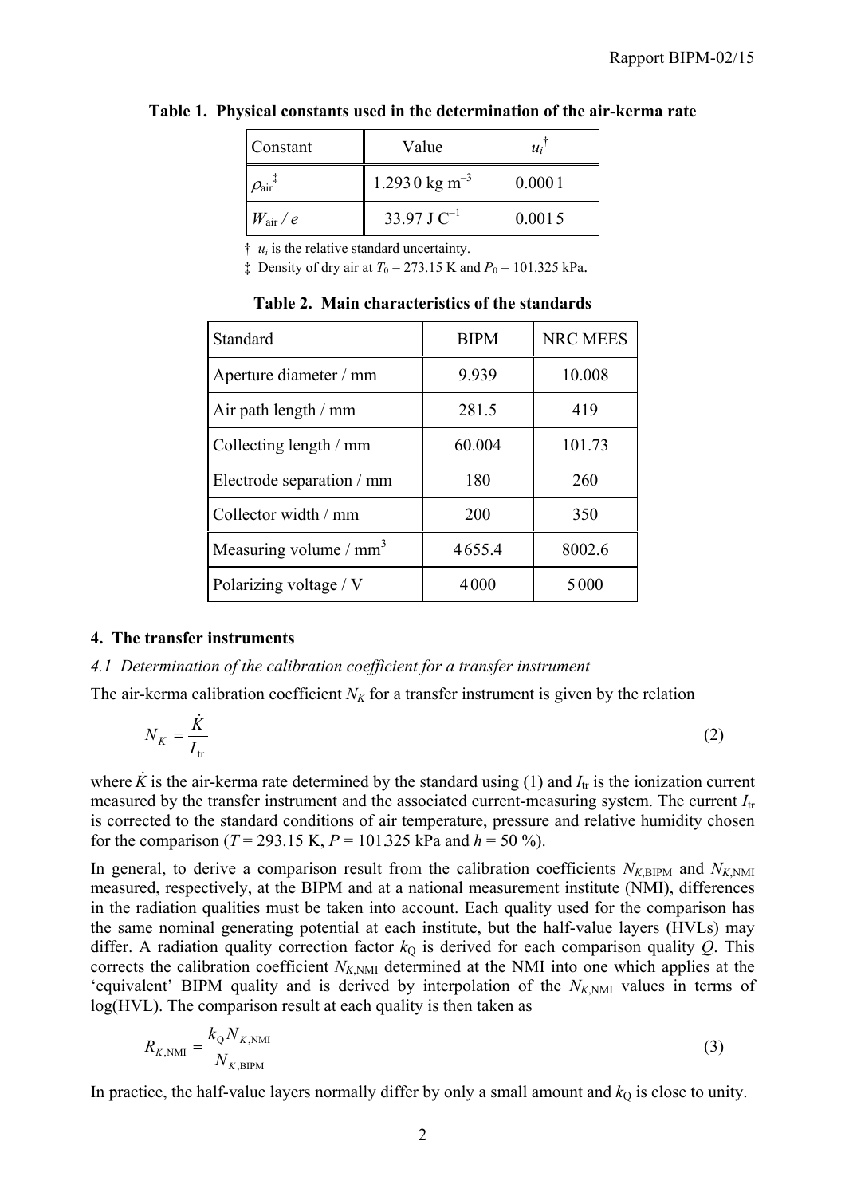**Table 1. Physical constants used in the determination of the air-kerma rate**

| Constant | Value | $u_i$ † |
|---|---|---|
| $\rho_{air}$ ‡ | 1.293 0 kg m$^{-3}$ | 0.000 1 |
| $W_{air} / e$ | 33.97 J C$^{-1}$ | 0.001 5 |

† $u_i$ is the relative standard uncertainty.

‡ Density of dry air at $T_0$ = 273.15 K and $P_0$ = 101.325 kPa.

**Table 2. Main characteristics of the standards**

| Standard | BIPM | NRC MEES |
|---|---|---|
| Aperture diameter / mm | 9.939 | 10.008 |
| Air path length / mm | 281.5 | 419 |
| Collecting length / mm | 60.004 | 101.73 |
| Electrode separation / mm | 180 | 260 |
| Collector width / mm | 200 | 350 |
| Measuring volume / mm$^3$ | 4 655.4 | 8002.6 |
| Polarizing voltage / V | 4 000 | 5 000 |

### 4. The transfer instruments

*4.1 Determination of the calibration coefficient for a transfer instrument*

The air-kerma calibration coefficient $N_K$ for a transfer instrument is given by the relation

$$N_K = \frac{\dot{K}}{I_{tr}} \tag{2}$$

where $\dot{K}$ is the air-kerma rate determined by the standard using (1) and $I_{tr}$ is the ionization current measured by the transfer instrument and the associated current-measuring system. The current $I_{tr}$ is corrected to the standard conditions of air temperature, pressure and relative humidity chosen for the comparison ($T$ = 293.15 K, $P$ = 101 325 kPa and $h$ = 50 %).

In general, to derive a comparison result from the calibration coefficients $N_{K,\text{BIPM}}$ and $N_{K,\text{NMI}}$ measured, respectively, at the BIPM and at a national measurement institute (NMI), differences in the radiation qualities must be taken into account. Each quality used for the comparison has the same nominal generating potential at each institute, but the half-value layers (HVLs) may differ. A radiation quality correction factor $k_Q$ is derived for each comparison quality $Q$. This corrects the calibration coefficient $N_{K,\text{NMI}}$ determined at the NMI into one which applies at the 'equivalent' BIPM quality and is derived by interpolation of the $N_{K,\text{NMI}}$ values in terms of log(HVL). The comparison result at each quality is then taken as

$$R_{K,\text{NMI}} = \frac{k_Q N_{K,\text{NMI}}}{N_{K,\text{BIPM}}} \tag{3}$$

In practice, the half-value layers normally differ by only a small amount and $k_Q$ is close to unity.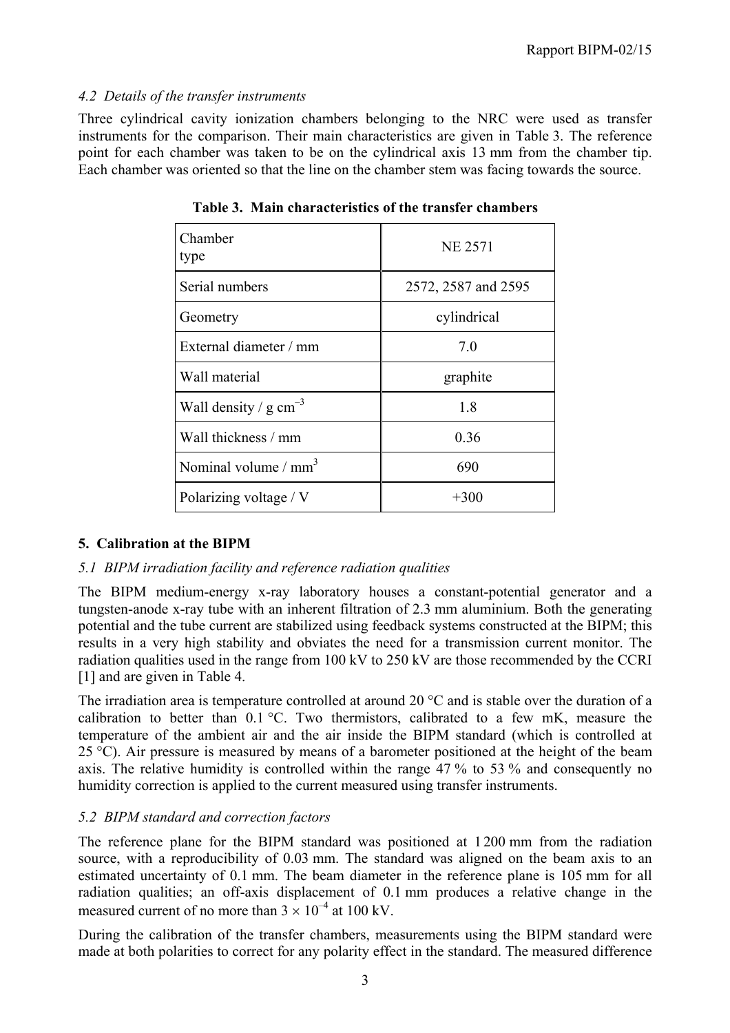### *4.2 Details of the transfer instruments*

Three cylindrical cavity ionization chambers belonging to the NRC were used as transfer instruments for the comparison. Their main characteristics are given in Table 3. The reference point for each chamber was taken to be on the cylindrical axis 13 mm from the chamber tip. Each chamber was oriented so that the line on the chamber stem was facing towards the source.

**Table 3. Main characteristics of the transfer chambers**

| Chamber type | NE 2571 |
|---|---|
| Serial numbers | 2572, 2587 and 2595 |
| Geometry | cylindrical |
| External diameter / mm | 7.0 |
| Wall material | graphite |
| Wall density / g $cm^{-3}$ | 1.8 |
| Wall thickness / mm | 0.36 |
| Nominal volume / $mm^3$ | 690 |
| Polarizing voltage / V | +300 |

## 5. Calibration at the BIPM

### *5.1 BIPM irradiation facility and reference radiation qualities*

The BIPM medium-energy x-ray laboratory houses a constant-potential generator and a tungsten-anode x-ray tube with an inherent filtration of 2.3 mm aluminium. Both the generating potential and the tube current are stabilized using feedback systems constructed at the BIPM; this results in a very high stability and obviates the need for a transmission current monitor. The radiation qualities used in the range from 100 kV to 250 kV are those recommended by the CCRI [1] and are given in Table 4.

The irradiation area is temperature controlled at around 20 °C and is stable over the duration of a calibration to better than 0.1 °C. Two thermistors, calibrated to a few mK, measure the temperature of the ambient air and the air inside the BIPM standard (which is controlled at 25 °C). Air pressure is measured by means of a barometer positioned at the height of the beam axis. The relative humidity is controlled within the range 47 % to 53 % and consequently no humidity correction is applied to the current measured using transfer instruments.

### *5.2 BIPM standard and correction factors*

The reference plane for the BIPM standard was positioned at 1 200 mm from the radiation source, with a reproducibility of 0.03 mm. The standard was aligned on the beam axis to an estimated uncertainty of 0.1 mm. The beam diameter in the reference plane is 105 mm for all radiation qualities; an off-axis displacement of 0.1 mm produces a relative change in the measured current of no more than $3 \times 10^{-4}$ at 100 kV.

During the calibration of the transfer chambers, measurements using the BIPM standard were made at both polarities to correct for any polarity effect in the standard. The measured difference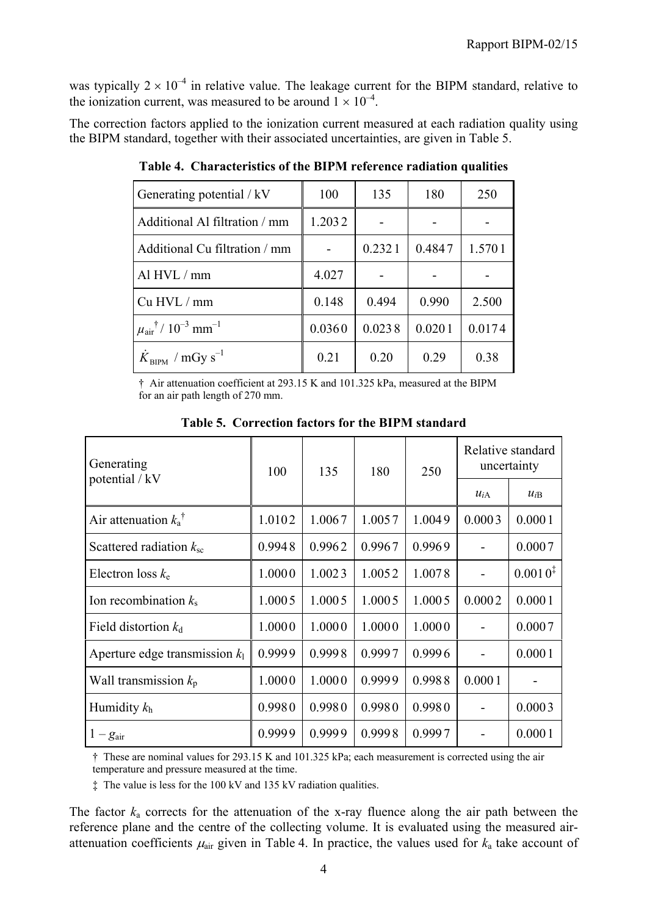was typically $2 \times 10^{-4}$ in relative value. The leakage current for the BIPM standard, relative to the ionization current, was measured to be around $1 \times 10^{-4}$.

The correction factors applied to the ionization current measured at each radiation quality using the BIPM standard, together with their associated uncertainties, are given in Table 5.

**Table 4. Characteristics of the BIPM reference radiation qualities**

| Generating potential / kV | 100 | 135 | 180 | 250 |
|---|---|---|---|---|
| Additional Al filtration / mm | 1.2032 | - | - | - |
| Additional Cu filtration / mm | - | 0.2321 | 0.4847 | 1.5701 |
| Al HVL / mm | 4.027 | - | - | - |
| Cu HVL / mm | 0.148 | 0.494 | 0.990 | 2.500 |
| $\mu_{air}$† / $10^{-3}$ mm$^{-1}$ | 0.0360 | 0.0238 | 0.0201 | 0.0174 |
| $\dot{K}_{BIPM}$ / mGy s$^{-1}$ | 0.21 | 0.20 | 0.29 | 0.38 |

† Air attenuation coefficient at 293.15 K and 101.325 kPa, measured at the BIPM for an air path length of 270 mm.

**Table 5. Correction factors for the BIPM standard**

| Generating potential / kV | 100 | 135 | 180 | 250 | Relative standard uncertainty | |
|---|---|---|---|---|---|---|
| | | | | | $u_{iA}$ | $u_{iB}$ |
| Air attenuation $k_a$† | 1.0102 | 1.0067 | 1.0057 | 1.0049 | 0.0003 | 0.0001 |
| Scattered radiation $k_{sc}$ | 0.9948 | 0.9962 | 0.9967 | 0.9969 | - | 0.0007 |
| Electron loss $k_e$ | 1.0000 | 1.0023 | 1.0052 | 1.0078 | - | 0.0010‡ |
| Ion recombination $k_s$ | 1.0005 | 1.0005 | 1.0005 | 1.0005 | 0.0002 | 0.0001 |
| Field distortion $k_d$ | 1.0000 | 1.0000 | 1.0000 | 1.0000 | - | 0.0007 |
| Aperture edge transmission $k_l$ | 0.9999 | 0.9998 | 0.9997 | 0.9996 | - | 0.0001 |
| Wall transmission $k_p$ | 1.0000 | 1.0000 | 0.9999 | 0.9988 | 0.0001 | - |
| Humidity $k_h$ | 0.9980 | 0.9980 | 0.9980 | 0.9980 | - | 0.0003 |
| $1 - g_{air}$ | 0.9999 | 0.9999 | 0.9998 | 0.9997 | - | 0.0001 |

† These are nominal values for 293.15 K and 101.325 kPa; each measurement is corrected using the air temperature and pressure measured at the time.

‡ The value is less for the 100 kV and 135 kV radiation qualities.

The factor $k_a$ corrects for the attenuation of the x-ray fluence along the air path between the reference plane and the centre of the collecting volume. It is evaluated using the measured air-attenuation coefficients $\mu_{air}$ given in Table 4. In practice, the values used for $k_a$ take account of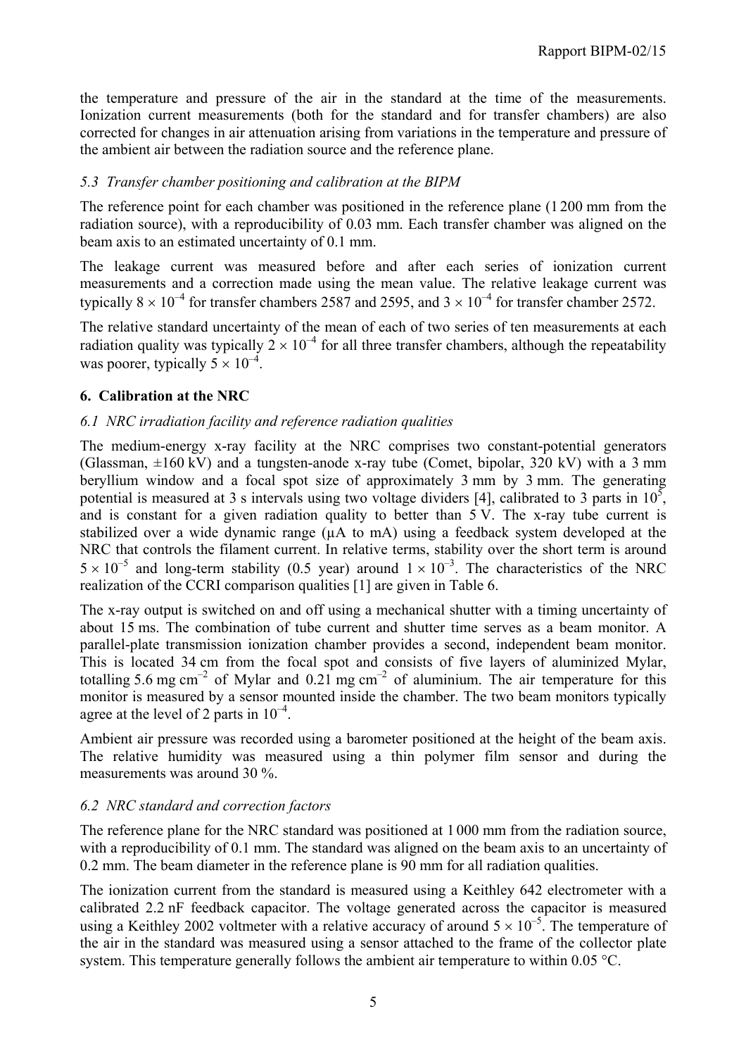the temperature and pressure of the air in the standard at the time of the measurements. Ionization current measurements (both for the standard and for transfer chambers) are also corrected for changes in air attenuation arising from variations in the temperature and pressure of the ambient air between the radiation source and the reference plane.

### *5.3 Transfer chamber positioning and calibration at the BIPM*

The reference point for each chamber was positioned in the reference plane (1 200 mm from the radiation source), with a reproducibility of 0.03 mm. Each transfer chamber was aligned on the beam axis to an estimated uncertainty of 0.1 mm.

The leakage current was measured before and after each series of ionization current measurements and a correction made using the mean value. The relative leakage current was typically $8 \times 10^{-4}$ for transfer chambers 2587 and 2595, and $3 \times 10^{-4}$ for transfer chamber 2572.

The relative standard uncertainty of the mean of each of two series of ten measurements at each radiation quality was typically $2 \times 10^{-4}$ for all three transfer chambers, although the repeatability was poorer, typically $5 \times 10^{-4}$.

## **6. Calibration at the NRC**

### *6.1 NRC irradiation facility and reference radiation qualities*

The medium-energy x-ray facility at the NRC comprises two constant-potential generators (Glassman, ±160 kV) and a tungsten-anode x-ray tube (Comet, bipolar, 320 kV) with a 3 mm beryllium window and a focal spot size of approximately 3 mm by 3 mm. The generating potential is measured at 3 s intervals using two voltage dividers [4], calibrated to 3 parts in $10^5$, and is constant for a given radiation quality to better than 5 V. The x-ray tube current is stabilized over a wide dynamic range (µA to mA) using a feedback system developed at the NRC that controls the filament current. In relative terms, stability over the short term is around $5 \times 10^{-5}$ and long-term stability (0.5 year) around $1 \times 10^{-3}$. The characteristics of the NRC realization of the CCRI comparison qualities [1] are given in Table 6.

The x-ray output is switched on and off using a mechanical shutter with a timing uncertainty of about 15 ms. The combination of tube current and shutter time serves as a beam monitor. A parallel-plate transmission ionization chamber provides a second, independent beam monitor. This is located 34 cm from the focal spot and consists of five layers of aluminized Mylar, totalling 5.6 mg cm$^{-2}$ of Mylar and 0.21 mg cm$^{-2}$ of aluminium. The air temperature for this monitor is measured by a sensor mounted inside the chamber. The two beam monitors typically agree at the level of 2 parts in $10^{-4}$.

Ambient air pressure was recorded using a barometer positioned at the height of the beam axis. The relative humidity was measured using a thin polymer film sensor and during the measurements was around 30 %.

### *6.2 NRC standard and correction factors*

The reference plane for the NRC standard was positioned at 1 000 mm from the radiation source, with a reproducibility of 0.1 mm. The standard was aligned on the beam axis to an uncertainty of 0.2 mm. The beam diameter in the reference plane is 90 mm for all radiation qualities.

The ionization current from the standard is measured using a Keithley 642 electrometer with a calibrated 2.2 nF feedback capacitor. The voltage generated across the capacitor is measured using a Keithley 2002 voltmeter with a relative accuracy of around $5 \times 10^{-5}$. The temperature of the air in the standard was measured using a sensor attached to the frame of the collector plate system. This temperature generally follows the ambient air temperature to within 0.05 °C.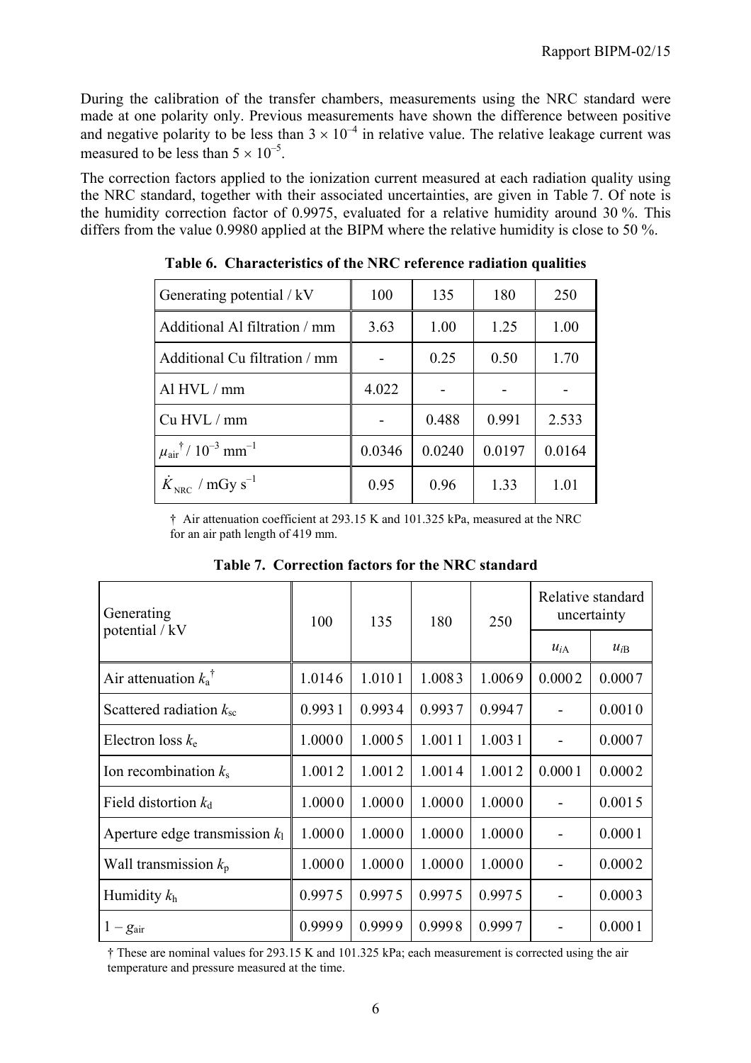During the calibration of the transfer chambers, measurements using the NRC standard were made at one polarity only. Previous measurements have shown the difference between positive and negative polarity to be less than $3 \times 10^{-4}$ in relative value. The relative leakage current was measured to be less than $5 \times 10^{-5}$.

The correction factors applied to the ionization current measured at each radiation quality using the NRC standard, together with their associated uncertainties, are given in Table 7. Of note is the humidity correction factor of 0.9975, evaluated for a relative humidity around 30 %. This differs from the value 0.9980 applied at the BIPM where the relative humidity is close to 50 %.

**Table 6. Characteristics of the NRC reference radiation qualities**

| Generating potential / kV | 100 | 135 | 180 | 250 |
|---|---|---|---|---|
| Additional Al filtration / mm | 3.63 | 1.00 | 1.25 | 1.00 |
| Additional Cu filtration / mm | - | 0.25 | 0.50 | 1.70 |
| Al HVL / mm | 4.022 | - | - | - |
| Cu HVL / mm | - | 0.488 | 0.991 | 2.533 |
| $\mu_{air}{}^{\dagger}$ / $10^{-3}$ mm$^{-1}$ | 0.0346 | 0.0240 | 0.0197 | 0.0164 |
| $\dot{K}_{NRC}$ / mGy s$^{-1}$ | 0.95 | 0.96 | 1.33 | 1.01 |

† Air attenuation coefficient at 293.15 K and 101.325 kPa, measured at the NRC for an air path length of 419 mm.

**Table 7. Correction factors for the NRC standard**

| Generating potential / kV | 100 | 135 | 180 | 250 | Relative standard uncertainty | |
|---|---|---|---|---|---|---|
| | | | | | $u_{iA}$ | $u_{iB}$ |
| Air attenuation $k_a{}^{\dagger}$ | 1.0146 | 1.0101 | 1.0083 | 1.0069 | 0.0002 | 0.0007 |
| Scattered radiation $k_{sc}$ | 0.9931 | 0.9934 | 0.9937 | 0.9947 | - | 0.0010 |
| Electron loss $k_e$ | 1.0000 | 1.0005 | 1.0011 | 1.0031 | - | 0.0007 |
| Ion recombination $k_s$ | 1.0012 | 1.0012 | 1.0014 | 1.0012 | 0.0001 | 0.0002 |
| Field distortion $k_d$ | 1.0000 | 1.0000 | 1.0000 | 1.0000 | - | 0.0015 |
| Aperture edge transmission $k_l$ | 1.0000 | 1.0000 | 1.0000 | 1.0000 | - | 0.0001 |
| Wall transmission $k_p$ | 1.0000 | 1.0000 | 1.0000 | 1.0000 | - | 0.0002 |
| Humidity $k_h$ | 0.9975 | 0.9975 | 0.9975 | 0.9975 | - | 0.0003 |
| $1 - g_{air}$ | 0.9999 | 0.9999 | 0.9998 | 0.9997 | - | 0.0001 |

† These are nominal values for 293.15 K and 101.325 kPa; each measurement is corrected using the air temperature and pressure measured at the time.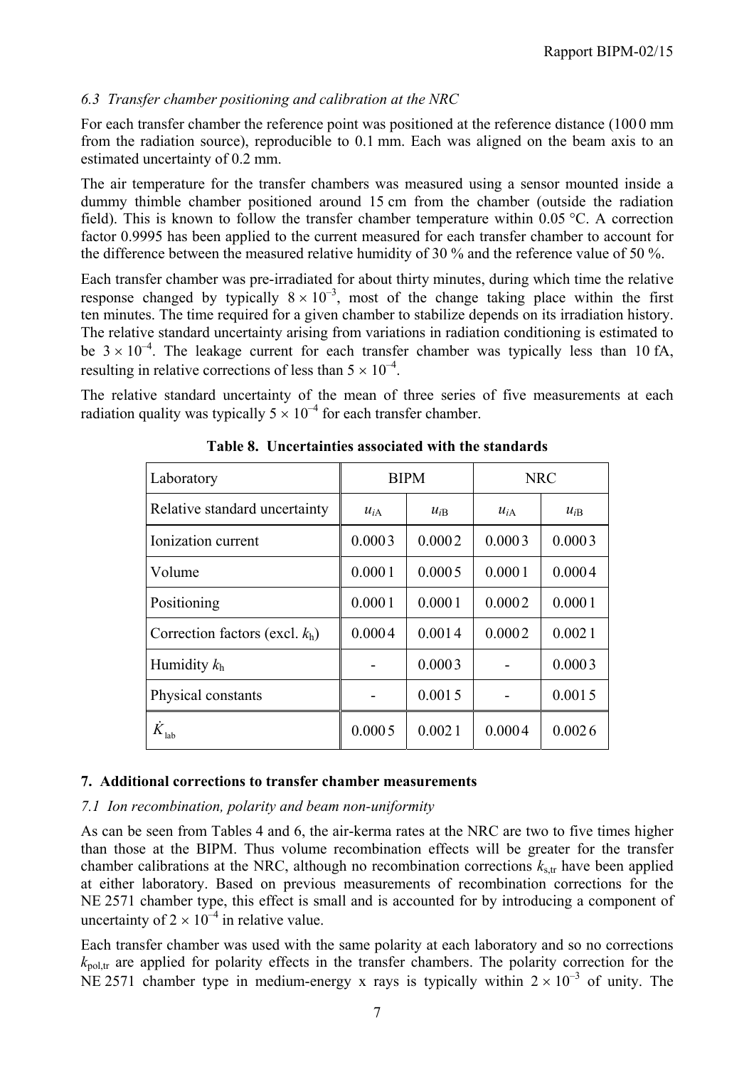### *6.3 Transfer chamber positioning and calibration at the NRC*

For each transfer chamber the reference point was positioned at the reference distance (1000 mm from the radiation source), reproducible to 0.1 mm. Each was aligned on the beam axis to an estimated uncertainty of 0.2 mm.

The air temperature for the transfer chambers was measured using a sensor mounted inside a dummy thimble chamber positioned around 15 cm from the chamber (outside the radiation field). This is known to follow the transfer chamber temperature within 0.05 °C. A correction factor 0.9995 has been applied to the current measured for each transfer chamber to account for the difference between the measured relative humidity of 30 % and the reference value of 50 %.

Each transfer chamber was pre-irradiated for about thirty minutes, during which time the relative response changed by typically $8 \times 10^{-3}$, most of the change taking place within the first ten minutes. The time required for a given chamber to stabilize depends on its irradiation history. The relative standard uncertainty arising from variations in radiation conditioning is estimated to be $3 \times 10^{-4}$. The leakage current for each transfer chamber was typically less than 10 fA, resulting in relative corrections of less than $5 \times 10^{-4}$.

The relative standard uncertainty of the mean of three series of five measurements at each radiation quality was typically $5 \times 10^{-4}$ for each transfer chamber.

**Table 8. Uncertainties associated with the standards**

| Laboratory | BIPM | | NRC | |
|---|---|---|---|---|
| Relative standard uncertainty | $u_{iA}$ | $u_{iB}$ | $u_{iA}$ | $u_{iB}$ |
| Ionization current | 0.0003 | 0.0002 | 0.0003 | 0.0003 |
| Volume | 0.0001 | 0.0005 | 0.0001 | 0.0004 |
| Positioning | 0.0001 | 0.0001 | 0.0002 | 0.0001 |
| Correction factors (excl. $k_h$) | 0.0004 | 0.0014 | 0.0002 | 0.0021 |
| Humidity $k_h$ | - | 0.0003 | - | 0.0003 |
| Physical constants | - | 0.0015 | - | 0.0015 |
| $\dot{K}_{lab}$ | 0.0005 | 0.0021 | 0.0004 | 0.0026 |

## 7. Additional corrections to transfer chamber measurements

### *7.1 Ion recombination, polarity and beam non-uniformity*

As can be seen from Tables 4 and 6, the air-kerma rates at the NRC are two to five times higher than those at the BIPM. Thus volume recombination effects will be greater for the transfer chamber calibrations at the NRC, although no recombination corrections $k_{s,tr}$ have been applied at either laboratory. Based on previous measurements of recombination corrections for the NE 2571 chamber type, this effect is small and is accounted for by introducing a component of uncertainty of $2 \times 10^{-4}$ in relative value.

Each transfer chamber was used with the same polarity at each laboratory and so no corrections $k_{pol,tr}$ are applied for polarity effects in the transfer chambers. The polarity correction for the NE 2571 chamber type in medium-energy x rays is typically within $2 \times 10^{-3}$ of unity. The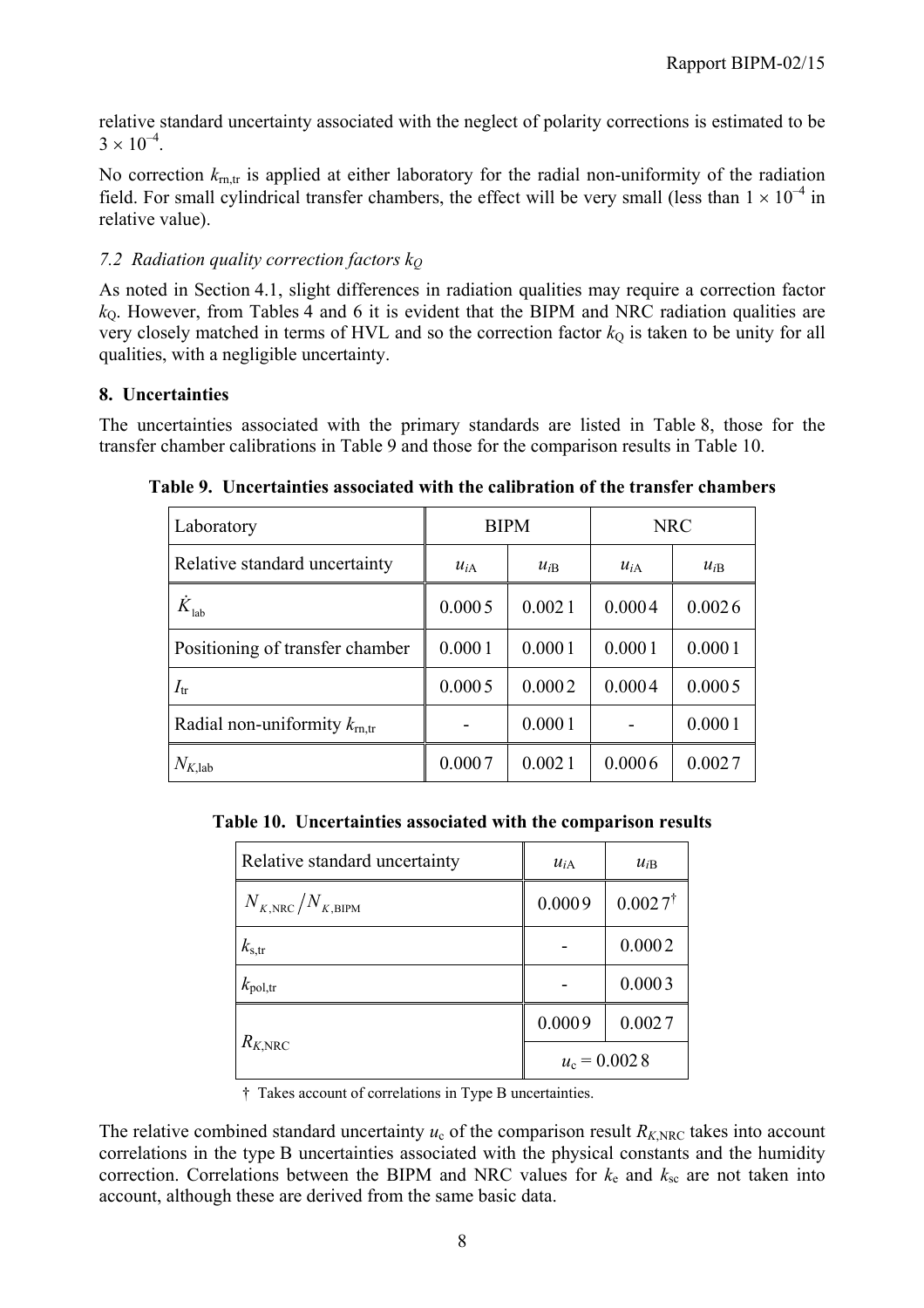relative standard uncertainty associated with the neglect of polarity corrections is estimated to be $3 \times 10^{-4}$.

No correction $k_{\mathrm{rn,tr}}$ is applied at either laboratory for the radial non-uniformity of the radiation field. For small cylindrical transfer chambers, the effect will be very small (less than $1 \times 10^{-4}$ in relative value).

### *7.2 Radiation quality correction factors $k_Q$*

As noted in Section 4.1, slight differences in radiation qualities may require a correction factor $k_Q$. However, from Tables 4 and 6 it is evident that the BIPM and NRC radiation qualities are very closely matched in terms of HVL and so the correction factor $k_Q$ is taken to be unity for all qualities, with a negligible uncertainty.

## 8. Uncertainties

The uncertainties associated with the primary standards are listed in Table 8, those for the transfer chamber calibrations in Table 9 and those for the comparison results in Table 10.

**Table 9. Uncertainties associated with the calibration of the transfer chambers**

| Laboratory | BIPM | | NRC | |
|---|---|---|---|---|
| Relative standard uncertainty | $u_{iA}$ | $u_{iB}$ | $u_{iA}$ | $u_{iB}$ |
| $\dot{K}_{\mathrm{lab}}$ | 0.000 5 | 0.002 1 | 0.000 4 | 0.002 6 |
| Positioning of transfer chamber | 0.000 1 | 0.000 1 | 0.000 1 | 0.000 1 |
| $I_{\mathrm{tr}}$ | 0.000 5 | 0.000 2 | 0.000 4 | 0.000 5 |
| Radial non-uniformity $k_{\mathrm{rn,tr}}$ | - | 0.000 1 | - | 0.000 1 |
| $N_{K,\mathrm{lab}}$ | 0.000 7 | 0.002 1 | 0.000 6 | 0.002 7 |

**Table 10. Uncertainties associated with the comparison results**

| Relative standard uncertainty | $u_{iA}$ | $u_{iB}$ |
|---|---|---|
| $N_{K,\mathrm{NRC}}/N_{K,\mathrm{BIPM}}$ | 0.000 9 | 0.002 7† |
| $k_{\mathrm{s,tr}}$ | - | 0.000 2 |
| $k_{\mathrm{pol,tr}}$ | - | 0.000 3 |
| $R_{K,\mathrm{NRC}}$ | 0.000 9 | 0.002 7 |
| | $u_c = 0.002\,8$ | |

† Takes account of correlations in Type B uncertainties.

The relative combined standard uncertainty $u_c$ of the comparison result $R_{K,\mathrm{NRC}}$ takes into account correlations in the type B uncertainties associated with the physical constants and the humidity correction. Correlations between the BIPM and NRC values for $k_e$ and $k_{sc}$ are not taken into account, although these are derived from the same basic data.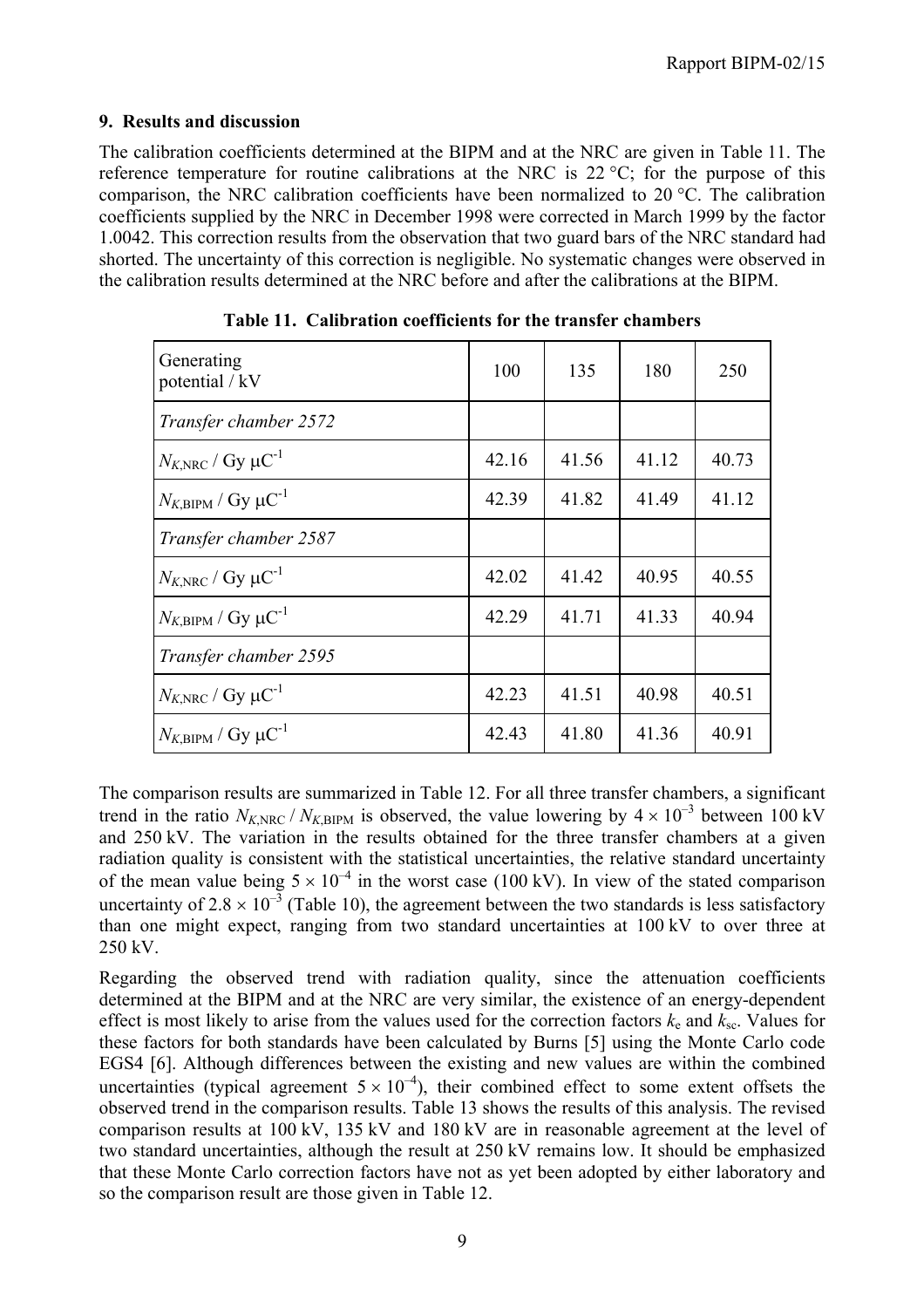## 9. Results and discussion

The calibration coefficients determined at the BIPM and at the NRC are given in Table 11. The reference temperature for routine calibrations at the NRC is 22 °C; for the purpose of this comparison, the NRC calibration coefficients have been normalized to 20 °C. The calibration coefficients supplied by the NRC in December 1998 were corrected in March 1999 by the factor 1.0042. This correction results from the observation that two guard bars of the NRC standard had shorted. The uncertainty of this correction is negligible. No systematic changes were observed in the calibration results determined at the NRC before and after the calibrations at the BIPM.

**Table 11. Calibration coefficients for the transfer chambers**

| Generating potential / kV | 100 | 135 | 180 | 250 |
|---|---|---|---|---|
| *Transfer chamber 2572* | | | | |
| $N_{K,\mathrm{NRC}}$ / Gy μC$^{-1}$ | 42.16 | 41.56 | 41.12 | 40.73 |
| $N_{K,\mathrm{BIPM}}$ / Gy μC$^{-1}$ | 42.39 | 41.82 | 41.49 | 41.12 |
| *Transfer chamber 2587* | | | | |
| $N_{K,\mathrm{NRC}}$ / Gy μC$^{-1}$ | 42.02 | 41.42 | 40.95 | 40.55 |
| $N_{K,\mathrm{BIPM}}$ / Gy μC$^{-1}$ | 42.29 | 41.71 | 41.33 | 40.94 |
| *Transfer chamber 2595* | | | | |
| $N_{K,\mathrm{NRC}}$ / Gy μC$^{-1}$ | 42.23 | 41.51 | 40.98 | 40.51 |
| $N_{K,\mathrm{BIPM}}$ / Gy μC$^{-1}$ | 42.43 | 41.80 | 41.36 | 40.91 |

The comparison results are summarized in Table 12. For all three transfer chambers, a significant trend in the ratio $N_{K,\mathrm{NRC}}$ / $N_{K,\mathrm{BIPM}}$ is observed, the value lowering by $4 \times 10^{-3}$ between 100 kV and 250 kV. The variation in the results obtained for the three transfer chambers at a given radiation quality is consistent with the statistical uncertainties, the relative standard uncertainty of the mean value being $5 \times 10^{-4}$ in the worst case (100 kV). In view of the stated comparison uncertainty of $2.8 \times 10^{-3}$ (Table 10), the agreement between the two standards is less satisfactory than one might expect, ranging from two standard uncertainties at 100 kV to over three at 250 kV.

Regarding the observed trend with radiation quality, since the attenuation coefficients determined at the BIPM and at the NRC are very similar, the existence of an energy-dependent effect is most likely to arise from the values used for the correction factors $k_e$ and $k_{sc}$. Values for these factors for both standards have been calculated by Burns [5] using the Monte Carlo code EGS4 [6]. Although differences between the existing and new values are within the combined uncertainties (typical agreement $5 \times 10^{-4}$), their combined effect to some extent offsets the observed trend in the comparison results. Table 13 shows the results of this analysis. The revised comparison results at 100 kV, 135 kV and 180 kV are in reasonable agreement at the level of two standard uncertainties, although the result at 250 kV remains low. It should be emphasized that these Monte Carlo correction factors have not as yet been adopted by either laboratory and so the comparison result are those given in Table 12.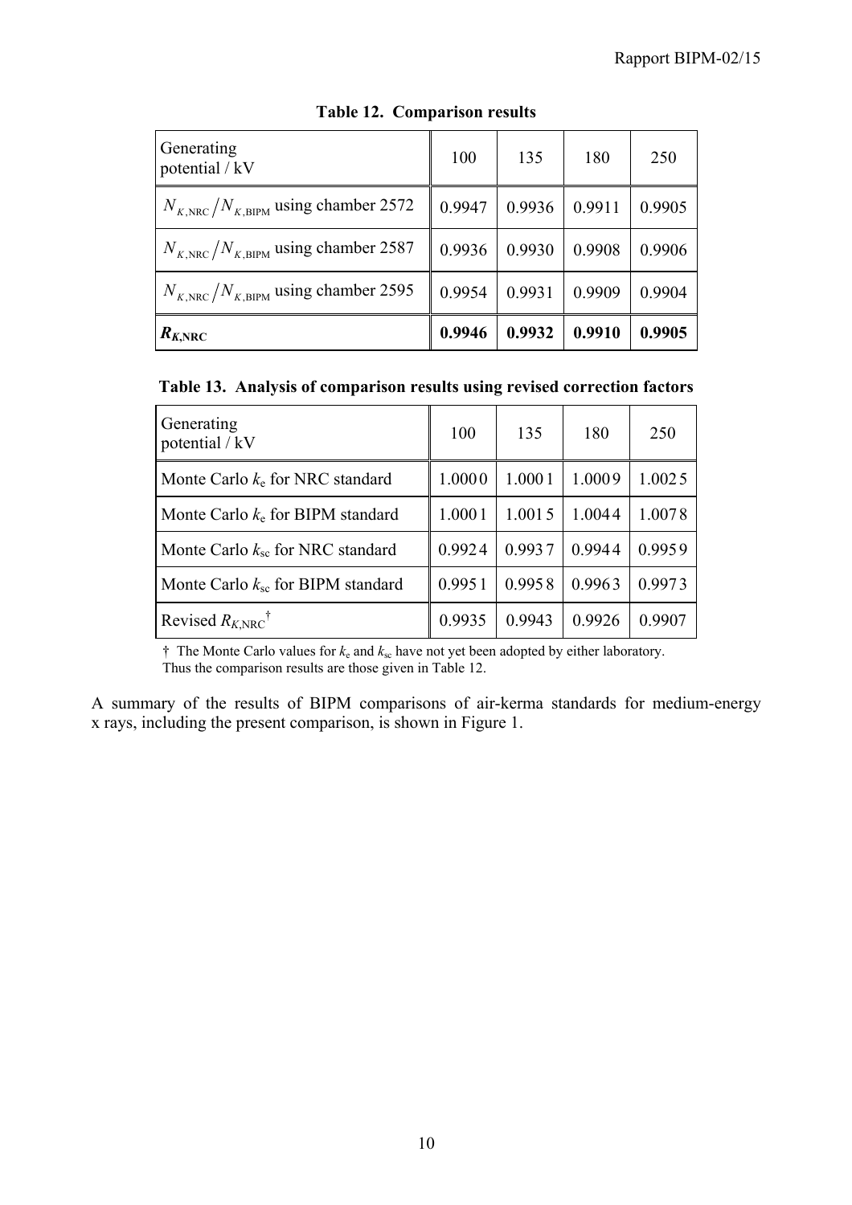**Table 12. Comparison results**

| Generating potential / kV | 100 | 135 | 180 | 250 |
|---|---|---|---|---|
| $N_{K,\mathrm{NRC}}/N_{K,\mathrm{BIPM}}$ using chamber 2572 | 0.9947 | 0.9936 | 0.9911 | 0.9905 |
| $N_{K,\mathrm{NRC}}/N_{K,\mathrm{BIPM}}$ using chamber 2587 | 0.9936 | 0.9930 | 0.9908 | 0.9906 |
| $N_{K,\mathrm{NRC}}/N_{K,\mathrm{BIPM}}$ using chamber 2595 | 0.9954 | 0.9931 | 0.9909 | 0.9904 |
| $\boldsymbol{R_{K,\mathrm{NRC}}}$ | **0.9946** | **0.9932** | **0.9910** | **0.9905** |

**Table 13. Analysis of comparison results using revised correction factors**

| Generating potential / kV | 100 | 135 | 180 | 250 |
|---|---|---|---|---|
| Monte Carlo $k_e$ for NRC standard | 1.0000 | 1.0001 | 1.0009 | 1.0025 |
| Monte Carlo $k_e$ for BIPM standard | 1.0001 | 1.0015 | 1.0044 | 1.0078 |
| Monte Carlo $k_{sc}$ for NRC standard | 0.9924 | 0.9937 | 0.9944 | 0.9959 |
| Monte Carlo $k_{sc}$ for BIPM standard | 0.9951 | 0.9958 | 0.9963 | 0.9973 |
| Revised $R_{K,\mathrm{NRC}}$ † | 0.9935 | 0.9943 | 0.9926 | 0.9907 |

† The Monte Carlo values for $k_e$ and $k_{sc}$ have not yet been adopted by either laboratory. Thus the comparison results are those given in Table 12.

A summary of the results of BIPM comparisons of air-kerma standards for medium-energy x rays, including the present comparison, is shown in Figure 1.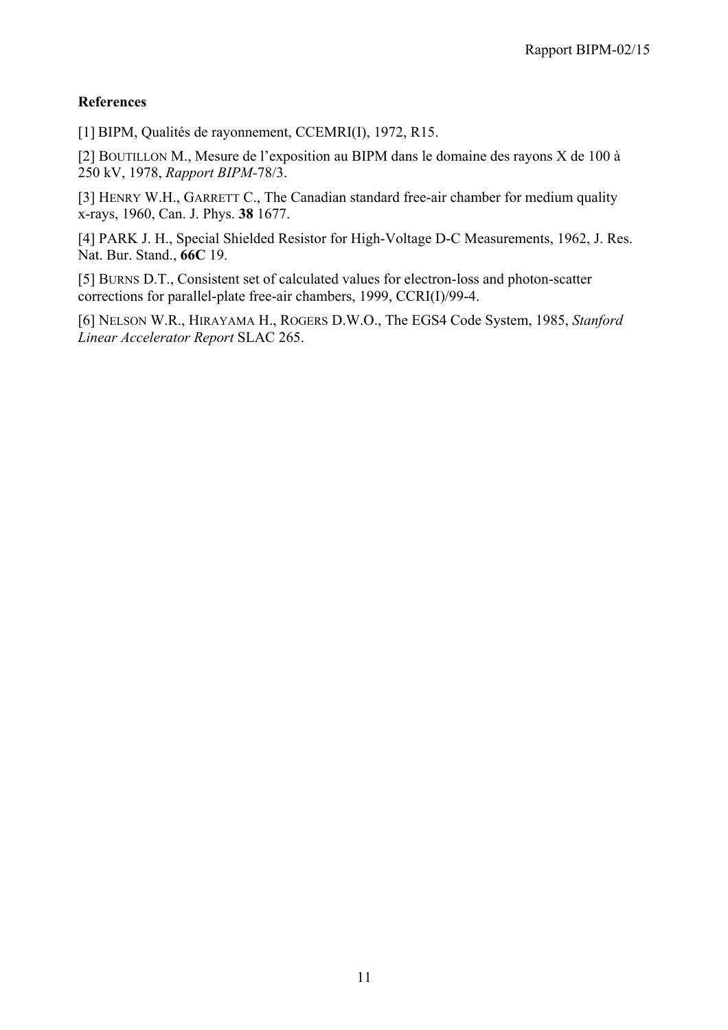**References**

[1] BIPM, Qualités de rayonnement, CCEMRI(I), 1972, R15.

[2] BOUTILLON M., Mesure de l'exposition au BIPM dans le domaine des rayons X de 100 à 250 kV, 1978, *Rapport BIPM*-78/3.

[3] HENRY W.H., GARRETT C., The Canadian standard free-air chamber for medium quality x-rays, 1960, Can. J. Phys. **38** 1677.

[4] PARK J. H., Special Shielded Resistor for High-Voltage D-C Measurements, 1962, J. Res. Nat. Bur. Stand., **66C** 19.

[5] BURNS D.T., Consistent set of calculated values for electron-loss and photon-scatter corrections for parallel-plate free-air chambers, 1999, CCRI(I)/99-4.

[6] NELSON W.R., HIRAYAMA H., ROGERS D.W.O., The EGS4 Code System, 1985, *Stanford Linear Accelerator Report* SLAC 265.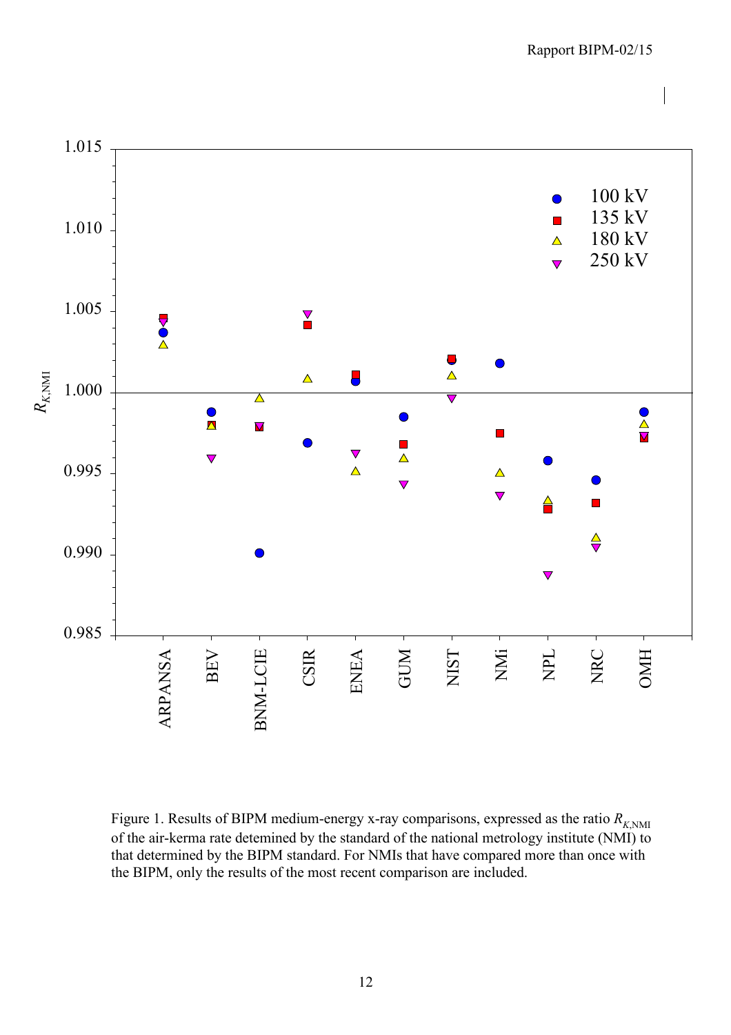1.015
1.010
1.005
1.000
0.995
0.990
0.985

$R_{K,\mathrm{NMI}}$

100 kV
135 kV
180 kV
250 kV

ARPANSA
BEV
BNM-LCIE
CSIR
ENEA
GUM
NIST
NMi
NPL
NRC
OMH

Figure 1. Results of BIPM medium-energy x-ray comparisons, expressed as the ratio $R_{K,\mathrm{NMI}}$ of the air-kerma rate detemined by the standard of the national metrology institute (NMI) to that determined by the BIPM standard. For NMIs that have compared more than once with the BIPM, only the results of the most recent comparison are included.